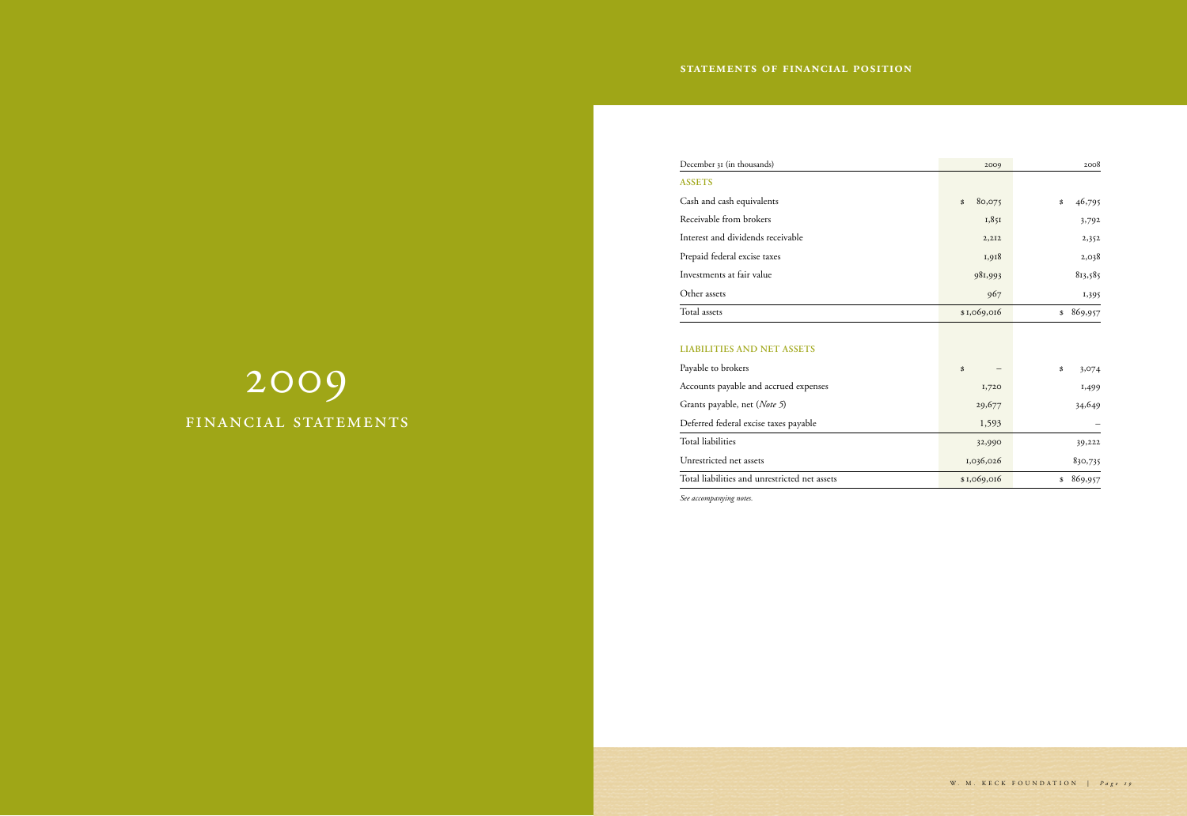# 2009

## FINANCIAL STATEMENTS

### STATEMENTS OF FINANCIAL POSITION

| December 31 (in thousands) | 2009 | 2008 |
|---|---|---|
| **ASSETS** | | |
| Cash and cash equivalents | $ 80,075 | $ 46,795 |
| Receivable from brokers | 1,851 | 3,792 |
| Interest and dividends receivable | 2,212 | 2,352 |
| Prepaid federal excise taxes | 1,918 | 2,038 |
| Investments at fair value | 981,993 | 813,585 |
| Other assets | 967 | 1,395 |
| Total assets | $1,069,016 | $ 869,957 |
| | | |
| **LIABILITIES AND NET ASSETS** | | |
| Payable to brokers | $ – | $ 3,074 |
| Accounts payable and accrued expenses | 1,720 | 1,499 |
| Grants payable, net (*Note 5*) | 29,677 | 34,649 |
| Deferred federal excise taxes payable | 1,593 | – |
| Total liabilities | 32,990 | 39,222 |
| Unrestricted net assets | 1,036,026 | 830,735 |
| Total liabilities and unrestricted net assets | $1,069,016 | $ 869,957 |

*See accompanying notes.*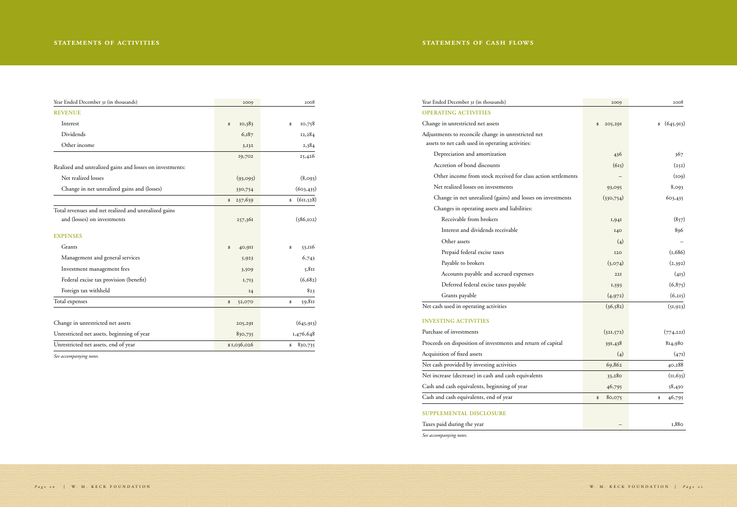## STATEMENTS OF ACTIVITIES

| Year Ended December 31 (in thousands) | 2009 | 2008 |
|---|---|---|
| **REVENUE** | | |
| Interest | $ 10,383 | $ 10,758 |
| Dividends | 6,187 | 12,284 |
| Other income | 3,132 | 2,384 |
| | 19,702 | 25,426 |
| Realized and unrealized gains and losses on investments: | | |
| Net realized losses | (93,095) | (8,093) |
| Change in net unrealized gains and (losses) | 330,754 | (603,435) |
| | $ 237,659 | $ (611,528) |
| Total revenues and net realized and unrealized gains and (losses) on investments | 257,361 | (586,102) |
| **EXPENSES** | | |
| Grants | $ 40,911 | $ 53,116 |
| Management and general services | 5,923 | 6,743 |
| Investment management fees | 3,509 | 5,811 |
| Federal excise tax provision (benefit) | 1,713 | (6,682) |
| Foreign tax withheld | 14 | 823 |
| Total expenses | $ 52,070 | $ 59,811 |
| Change in unrestricted net assets | 205,291 | (645,913) |
| Unrestricted net assets, beginning of year | 830,735 | 1,476,648 |
| Unrestricted net assets, end of year | $1,036,026 | $ 830,735 |

*See accompanying notes.*

## STATEMENTS OF CASH FLOWS

| Year Ended December 31 (in thousands) | 2009 | 2008 |
|---|---|---|
| **OPERATING ACTIVITIES** | | |
| Change in unrestricted net assets | $ 205,291 | $ (645,913) |
| Adjustments to reconcile change in unrestricted net assets to net cash used in operating activities: | | |
| Depreciation and amortization | 436 | 367 |
| Accretion of bond discounts | (615) | (252) |
| Other income from stock received for class action settlements | – | (109) |
| Net realized losses on investments | 93,095 | 8,093 |
| Change in net unrealized (gains) and losses on investments | (330,754) | 603,435 |
| Changes in operating assets and liabilities: | | |
| Receivable from brokers | 1,941 | (857) |
| Interest and dividends receivable | 140 | 896 |
| Other assets | (4) | – |
| Prepaid federal excise taxes | 120 | (1,686) |
| Payable to brokers | (3,074) | (2,392) |
| Accounts payable and accrued expenses | 221 | (415) |
| Deferred federal excise taxes payable | 1,593 | (6,875) |
| Grants payable | (4,972) | (6,215) |
| Net cash used in operating activities | (36,582) | (51,923) |
| **INVESTING ACTIVITIES** | | |
| Purchase of investments | (321,572) | (774,221) |
| Proceeds on disposition of investments and return of capital | 391,438 | 814,980 |
| Acquisition of fixed assets | (4) | (471) |
| Net cash provided by investing activities | 69,862 | 40,288 |
| Net increase (decrease) in cash and cash equivalents | 33,280 | (11,635) |
| Cash and cash equivalents, beginning of year | 46,795 | 58,430 |
| Cash and cash equivalents, end of year | $ 80,075 | $ 46,795 |
| **SUPPLEMENTAL DISCLOSURE** | | |
| Taxes paid during the year | – | 1,880 |

*See accompanying notes.*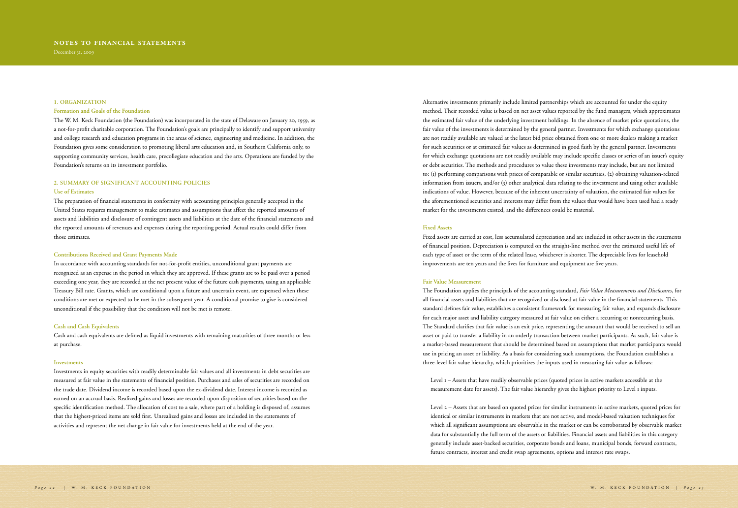# NOTES TO FINANCIAL STATEMENTS

December 31, 2009

## 1. ORGANIZATION

### Formation and Goals of the Foundation

The W. M. Keck Foundation (the Foundation) was incorporated in the state of Delaware on January 20, 1959, as a not-for-profit charitable corporation. The Foundation's goals are principally to identify and support university and college research and education programs in the areas of science, engineering and medicine. In addition, the Foundation gives some consideration to promoting liberal arts education and, in Southern California only, to supporting community services, health care, precollegiate education and the arts. Operations are funded by the Foundation's returns on its investment portfolio.

## 2. SUMMARY OF SIGNIFICANT ACCOUNTING POLICIES

### Use of Estimates

The preparation of financial statements in conformity with accounting principles generally accepted in the United States requires management to make estimates and assumptions that affect the reported amounts of assets and liabilities and disclosure of contingent assets and liabilities at the date of the financial statements and the reported amounts of revenues and expenses during the reporting period. Actual results could differ from those estimates.

### Contributions Received and Grant Payments Made

In accordance with accounting standards for not-for-profit entities, unconditional grant payments are recognized as an expense in the period in which they are approved. If these grants are to be paid over a period exceeding one year, they are recorded at the net present value of the future cash payments, using an applicable Treasury Bill rate. Grants, which are conditional upon a future and uncertain event, are expensed when these conditions are met or expected to be met in the subsequent year. A conditional promise to give is considered unconditional if the possibility that the condition will not be met is remote.

### Cash and Cash Equivalents

Cash and cash equivalents are defined as liquid investments with remaining maturities of three months or less at purchase.

### Investments

Investments in equity securities with readily determinable fair values and all investments in debt securities are measured at fair value in the statements of financial position. Purchases and sales of securities are recorded on the trade date. Dividend income is recorded based upon the ex-dividend date. Interest income is recorded as earned on an accrual basis. Realized gains and losses are recorded upon disposition of securities based on the specific identification method. The allocation of cost to a sale, where part of a holding is disposed of, assumes that the highest-priced items are sold first. Unrealized gains and losses are included in the statements of activities and represent the net change in fair value for investments held at the end of the year.

Alternative investments primarily include limited partnerships which are accounted for under the equity method. Their recorded value is based on net asset values reported by the fund managers, which approximates the estimated fair value of the underlying investment holdings. In the absence of market price quotations, the fair value of the investments is determined by the general partner. Investments for which exchange quotations are not readily available are valued at the latest bid price obtained from one or more dealers making a market for such securities or at estimated fair values as determined in good faith by the general partner. Investments for which exchange quotations are not readily available may include specific classes or series of an issuer's equity or debt securities. The methods and procedures to value these investments may include, but are not limited to: (1) performing comparisons with prices of comparable or similar securities, (2) obtaining valuation-related information from issuers, and/or (3) other analytical data relating to the investment and using other available indications of value. However, because of the inherent uncertainty of valuation, the estimated fair values for the aforementioned securities and interests may differ from the values that would have been used had a ready market for the investments existed, and the differences could be material.

### Fixed Assets

Fixed assets are carried at cost, less accumulated depreciation and are included in other assets in the statements of financial position. Depreciation is computed on the straight-line method over the estimated useful life of each type of asset or the term of the related lease, whichever is shorter. The depreciable lives for leasehold improvements are ten years and the lives for furniture and equipment are five years.

### Fair Value Measurement

The Foundation applies the principals of the accounting standard, *Fair Value Measurements and Disclosures*, for all financial assets and liabilities that are recognized or disclosed at fair value in the financial statements. This standard defines fair value, establishes a consistent framework for measuring fair value, and expands disclosure for each major asset and liability category measured at fair value on either a recurring or nonrecurring basis. The Standard clarifies that fair value is an exit price, representing the amount that would be received to sell an asset or paid to transfer a liability in an orderly transaction between market participants. As such, fair value is a market-based measurement that should be determined based on assumptions that market participants would use in pricing an asset or liability. As a basis for considering such assumptions, the Foundation establishes a three-level fair value hierarchy, which prioritizes the inputs used in measuring fair value as follows:

Level 1 – Assets that have readily observable prices (quoted prices in active markets accessible at the measurement date for assets). The fair value hierarchy gives the highest priority to Level 1 inputs.

Level 2 – Assets that are based on quoted prices for similar instruments in active markets, quoted prices for identical or similar instruments in markets that are not active, and model-based valuation techniques for which all significant assumptions are observable in the market or can be corroborated by observable market data for substantially the full term of the assets or liabilities. Financial assets and liabilities in this category generally include asset-backed securities, corporate bonds and loans, municipal bonds, forward contracts, future contracts, interest and credit swap agreements, options and interest rate swaps.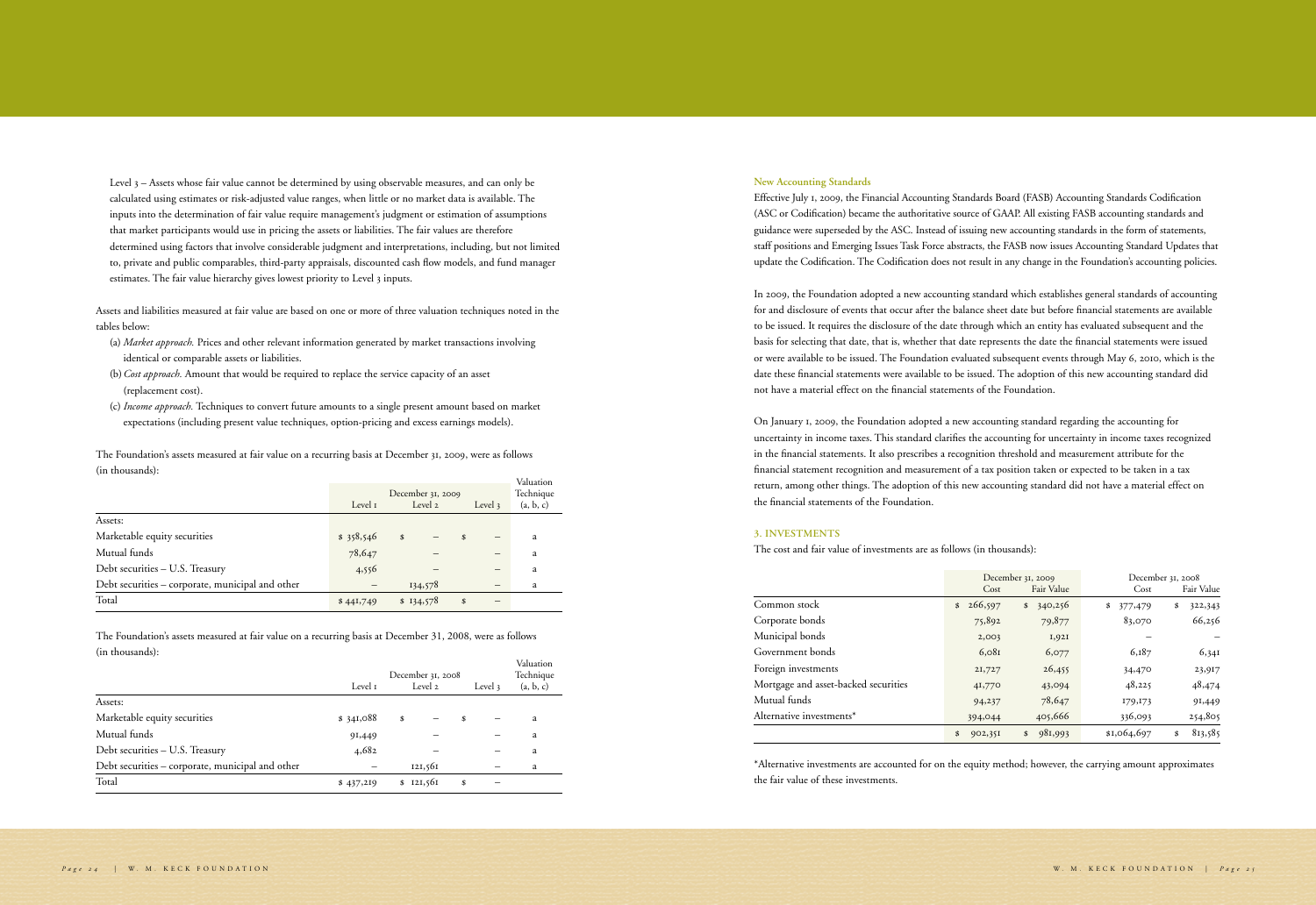Level 3 – Assets whose fair value cannot be determined by using observable measures, and can only be calculated using estimates or risk-adjusted value ranges, when little or no market data is available. The inputs into the determination of fair value require management's judgment or estimation of assumptions that market participants would use in pricing the assets or liabilities. The fair values are therefore determined using factors that involve considerable judgment and interpretations, including, but not limited to, private and public comparables, third-party appraisals, discounted cash flow models, and fund manager estimates. The fair value hierarchy gives lowest priority to Level 3 inputs.

Assets and liabilities measured at fair value are based on one or more of three valuation techniques noted in the tables below:

(a) *Market approach.* Prices and other relevant information generated by market transactions involving identical or comparable assets or liabilities.

(b) *Cost approach.* Amount that would be required to replace the service capacity of an asset (replacement cost).

(c) *Income approach.* Techniques to convert future amounts to a single present amount based on market expectations (including present value techniques, option-pricing and excess earnings models).

The Foundation's assets measured at fair value on a recurring basis at December 31, 2009, were as follows (in thousands):

| | December 31, 2009 | | | Valuation Technique |
|---|---|---|---|---|
| | Level 1 | Level 2 | Level 3 | (a, b, c) |
| Assets: | | | | |
| Marketable equity securities | $ 358,546 | $ – | $ – | a |
| Mutual funds | 78,647 | – | – | a |
| Debt securities – U.S. Treasury | 4,556 | – | – | a |
| Debt securities – corporate, municipal and other | – | 134,578 | – | a |
| Total | $ 441,749 | $ 134,578 | $ – | |

The Foundation's assets measured at fair value on a recurring basis at December 31, 2008, were as follows (in thousands):

| | December 31, 2008 | | | Valuation Technique |
|---|---|---|---|---|
| | Level 1 | Level 2 | Level 3 | (a, b, c) |
| Assets: | | | | |
| Marketable equity securities | $ 341,088 | $ – | $ – | a |
| Mutual funds | 91,449 | – | – | a |
| Debt securities – U.S. Treasury | 4,682 | – | – | a |
| Debt securities – corporate, municipal and other | – | 121,561 | – | a |
| Total | $ 437,219 | $ 121,561 | $ – | |

**New Accounting Standards**

Effective July 1, 2009, the Financial Accounting Standards Board (FASB) Accounting Standards Codification (ASC or Codification) became the authoritative source of GAAP. All existing FASB accounting standards and guidance were superseded by the ASC. Instead of issuing new accounting standards in the form of statements, staff positions and Emerging Issues Task Force abstracts, the FASB now issues Accounting Standard Updates that update the Codification. The Codification does not result in any change in the Foundation's accounting policies.

In 2009, the Foundation adopted a new accounting standard which establishes general standards of accounting for and disclosure of events that occur after the balance sheet date but before financial statements are available to be issued. It requires the disclosure of the date through which an entity has evaluated subsequent and the basis for selecting that date, that is, whether that date represents the date the financial statements were issued or were available to be issued. The Foundation evaluated subsequent events through May 6, 2010, which is the date these financial statements were available to be issued. The adoption of this new accounting standard did not have a material effect on the financial statements of the Foundation.

On January 1, 2009, the Foundation adopted a new accounting standard regarding the accounting for uncertainty in income taxes. This standard clarifies the accounting for uncertainty in income taxes recognized in the financial statements. It also prescribes a recognition threshold and measurement attribute for the financial statement recognition and measurement of a tax position taken or expected to be taken in a tax return, among other things. The adoption of this new accounting standard did not have a material effect on the financial statements of the Foundation.

## 3. INVESTMENTS

The cost and fair value of investments are as follows (in thousands):

| | December 31, 2009 | | December 31, 2008 | |
|---|---|---|---|---|
| | Cost | Fair Value | Cost | Fair Value |
| Common stock | $ 266,597 | $ 340,256 | $ 377,479 | $ 322,343 |
| Corporate bonds | 75,892 | 79,877 | 83,070 | 66,256 |
| Municipal bonds | 2,003 | 1,921 | – | – |
| Government bonds | 6,081 | 6,077 | 6,187 | 6,341 |
| Foreign investments | 21,727 | 26,455 | 34,470 | 23,917 |
| Mortgage and asset-backed securities | 41,770 | 43,094 | 48,225 | 48,474 |
| Mutual funds | 94,237 | 78,647 | 179,173 | 91,449 |
| Alternative investments* | 394,044 | 405,666 | 336,093 | 254,805 |
| | $ 902,351 | $ 981,993 | $1,064,697 | $ 813,585 |

*Alternative investments are accounted for on the equity method; however, the carrying amount approximates the fair value of these investments.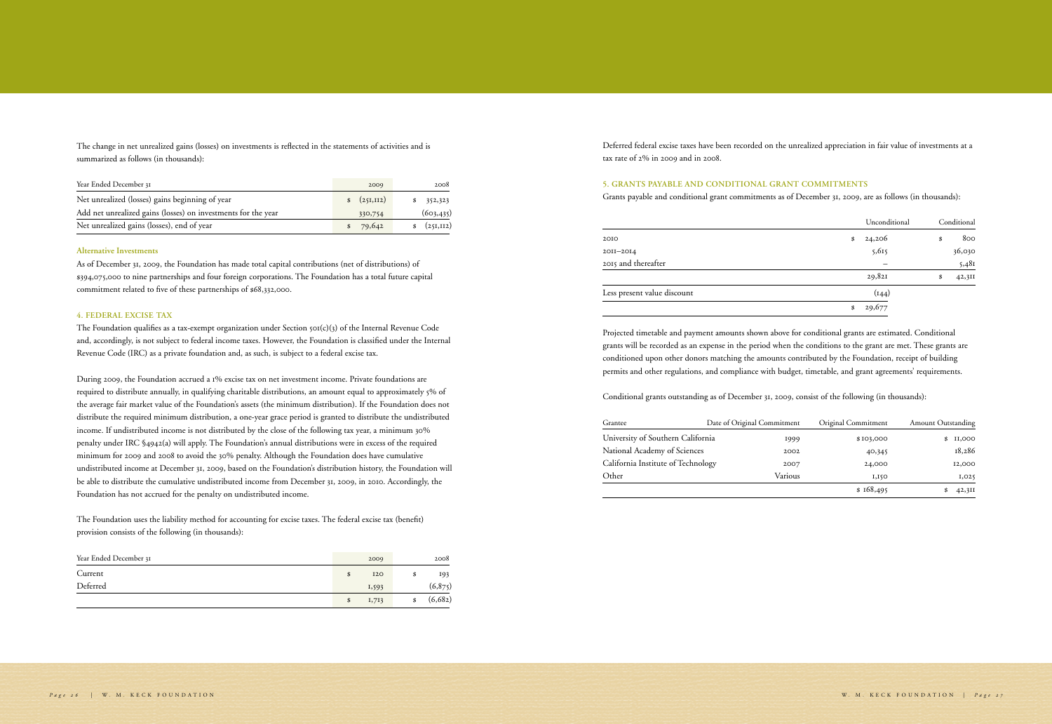The change in net unrealized gains (losses) on investments is reflected in the statements of activities and is summarized as follows (in thousands):

| Year Ended December 31 | 2009 | 2008 |
|---|---|---|
| Net unrealized (losses) gains beginning of year | $ (251,112) | $ 352,323 |
| Add net unrealized gains (losses) on investments for the year | 330,754 | (603,435) |
| Net unrealized gains (losses), end of year | $ 79,642 | $ (251,112) |

#### Alternative Investments

As of December 31, 2009, the Foundation has made total capital contributions (net of distributions) of $394,075,000 to nine partnerships and four foreign corporations. The Foundation has a total future capital commitment related to five of these partnerships of $68,332,000.

### 4. FEDERAL EXCISE TAX

The Foundation qualifies as a tax-exempt organization under Section 501(c)(3) of the Internal Revenue Code and, accordingly, is not subject to federal income taxes. However, the Foundation is classified under the Internal Revenue Code (IRC) as a private foundation and, as such, is subject to a federal excise tax.

During 2009, the Foundation accrued a 1% excise tax on net investment income. Private foundations are required to distribute annually, in qualifying charitable distributions, an amount equal to approximately 5% of the average fair market value of the Foundation's assets (the minimum distribution). If the Foundation does not distribute the required minimum distribution, a one-year grace period is granted to distribute the undistributed income. If undistributed income is not distributed by the close of the following tax year, a minimum 30% penalty under IRC §4942(a) will apply. The Foundation's annual distributions were in excess of the required minimum for 2009 and 2008 to avoid the 30% penalty. Although the Foundation does have cumulative undistributed income at December 31, 2009, based on the Foundation's distribution history, the Foundation will be able to distribute the cumulative undistributed income from December 31, 2009, in 2010. Accordingly, the Foundation has not accrued for the penalty on undistributed income.

The Foundation uses the liability method for accounting for excise taxes. The federal excise tax (benefit) provision consists of the following (in thousands):

| Year Ended December 31 | 2009 | 2008 |
|---|---|---|
| Current | $ 120 | $ 193 |
| Deferred | 1,593 | (6,875) |
| | $ 1,713 | $ (6,682) |

Deferred federal excise taxes have been recorded on the unrealized appreciation in fair value of investments at a tax rate of 2% in 2009 and in 2008.

### 5. GRANTS PAYABLE AND CONDITIONAL GRANT COMMITMENTS

Grants payable and conditional grant commitments as of December 31, 2009, are as follows (in thousands):

| | Unconditional | Conditional |
|---|---|---|
| 2010 | $ 24,206 | $ 800 |
| 2011–2014 | 5,615 | 36,030 |
| 2015 and thereafter | – | 5,481 |
| | 29,821 | $ 42,311 |
| Less present value discount | (144) | |
| | $ 29,677 | |

Projected timetable and payment amounts shown above for conditional grants are estimated. Conditional grants will be recorded as an expense in the period when the conditions to the grant are met. These grants are conditioned upon other donors matching the amounts contributed by the Foundation, receipt of building permits and other regulations, and compliance with budget, timetable, and grant agreements' requirements.

Conditional grants outstanding as of December 31, 2009, consist of the following (in thousands):

| Grantee | Date of Original Commitment | Original Commitment | Amount Outstanding |
|---|---|---|---|
| University of Southern California | 1999 | $ 103,000 | $ 11,000 |
| National Academy of Sciences | 2002 | 40,345 | 18,286 |
| California Institute of Technology | 2007 | 24,000 | 12,000 |
| Other | Various | 1,150 | 1,025 |
| | | $ 168,495 | $ 42,311 |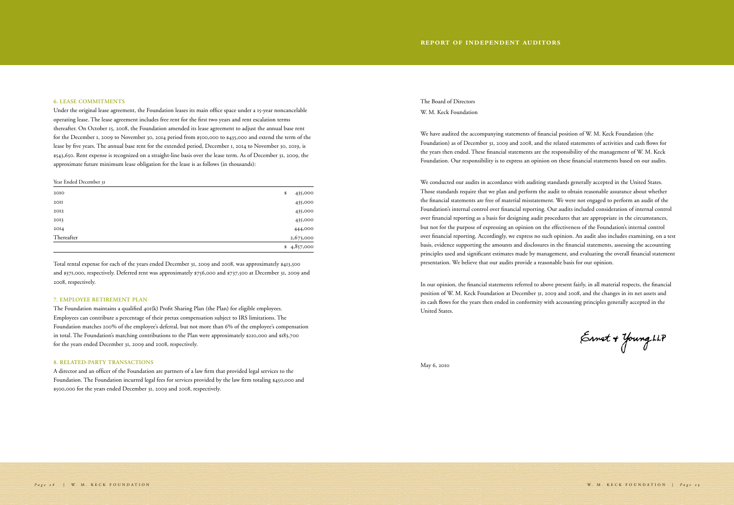### 6. LEASE COMMITMENTS

Under the original lease agreement, the Foundation leases its main office space under a 15-year noncancelable operating lease. The lease agreement includes free rent for the first two years and rent escalation terms thereafter. On October 15, 2008, the Foundation amended its lease agreement to adjust the annual base rent for the December 1, 2009 to November 30, 2014 period from $500,000 to $435,000 and extend the term of the lease by five years. The annual base rent for the extended period, December 1, 2014 to November 30, 2019, is $543,650. Rent expense is recognized on a straight-line basis over the lease term. As of December 31, 2009, the approximate future minimum lease obligation for the lease is as follows (in thousands):

| Year Ended December 31 | |
|---|---|
| 2010 | $ 435,000 |
| 2011 | 435,000 |
| 2012 | 435,000 |
| 2013 | 435,000 |
| 2014 | 444,000 |
| Thereafter | 2,673,000 |
| | $ 4,857,000 |

Total rental expense for each of the years ended December 31, 2009 and 2008, was approximately $413,500 and $371,000, respectively. Deferred rent was approximately $756,000 and $737,500 at December 31, 2009 and 2008, respectively.

### 7. EMPLOYEE RETIREMENT PLAN

The Foundation maintains a qualified 401(k) Profit Sharing Plan (the Plan) for eligible employees. Employees can contribute a percentage of their pretax compensation subject to IRS limitations. The Foundation matches 200% of the employee's deferral, but not more than 6% of the employee's compensation in total. The Foundation's matching contributions to the Plan were approximately $210,000 and $183,700 for the years ended December 31, 2009 and 2008, respectively.

### 8. RELATED-PARTY TRANSACTIONS

A director and an officer of the Foundation are partners of a law firm that provided legal services to the Foundation. The Foundation incurred legal fees for services provided by the law firm totaling $450,000 and $500,000 for the years ended December 31, 2009 and 2008, respectively.

## REPORT OF INDEPENDENT AUDITORS

The Board of Directors
W. M. Keck Foundation

We have audited the accompanying statements of financial position of W. M. Keck Foundation (the Foundation) as of December 31, 2009 and 2008, and the related statements of activities and cash flows for the years then ended. These financial statements are the responsibility of the management of W. M. Keck Foundation. Our responsibility is to express an opinion on these financial statements based on our audits.

We conducted our audits in accordance with auditing standards generally accepted in the United States. Those standards require that we plan and perform the audit to obtain reasonable assurance about whether the financial statements are free of material misstatement. We were not engaged to perform an audit of the Foundation's internal control over financial reporting. Our audits included consideration of internal control over financial reporting as a basis for designing audit procedures that are appropriate in the circumstances, but not for the purpose of expressing an opinion on the effectiveness of the Foundation's internal control over financial reporting. Accordingly, we express no such opinion. An audit also includes examining, on a test basis, evidence supporting the amounts and disclosures in the financial statements, assessing the accounting principles used and significant estimates made by management, and evaluating the overall financial statement presentation. We believe that our audits provide a reasonable basis for our opinion.

In our opinion, the financial statements referred to above present fairly, in all material respects, the financial position of W. M. Keck Foundation at December 31, 2009 and 2008, and the changes in its net assets and its cash flows for the years then ended in conformity with accounting principles generally accepted in the United States.

Ernst & Young LLP

May 6, 2010